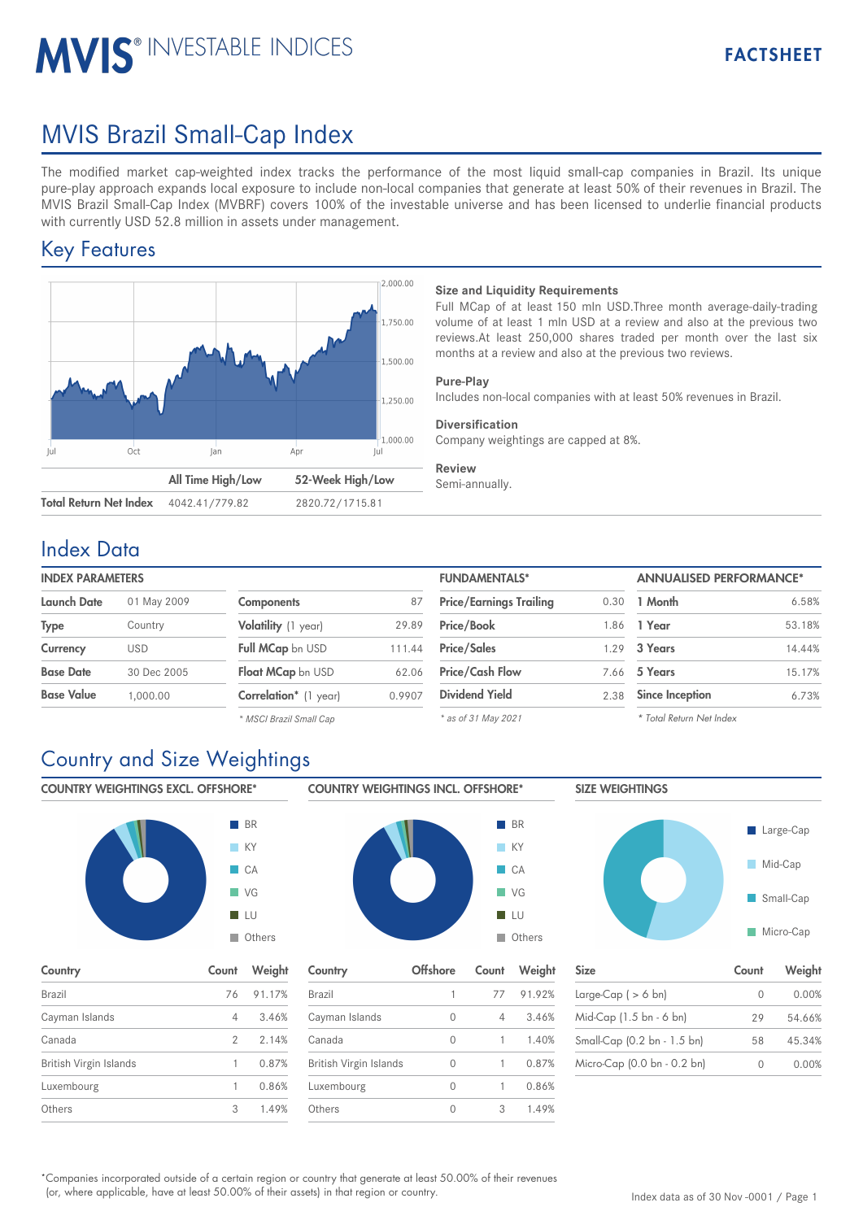# MVIS® INVESTABLE INDICES

**FACTSHEET**

# MVIS Brazil Small-Cap Index

The modified market cap-weighted index tracks the performance of the most liquid small-cap companies in Brazil. Its unique pure-play approach expands local exposure to include non-local companies that generate at least 50% of their revenues in Brazil. The MVIS Brazil Small-Cap Index (MVBRF) covers 100% of the investable universe and has been licensed to underlie financial products with currently USD 52.8 million in assets under management.

## Key Features

| | All Time High/Low | 52-Week High/Low |
|---|---|---|
| **Total Return Net Index** | 4042.41/779.82 | 2820.72/1715.81 |

### Size and Liquidity Requirements

Full MCap of at least 150 mln USD.Three month average-daily-trading volume of at least 1 mln USD at a review and also at the previous two reviews.At least 250,000 shares traded per month over the last six months at a review and also at the previous two reviews.

### Pure-Play

Includes non-local companies with at least 50% revenues in Brazil.

### Diversification

Company weightings are capped at 8%.

### Review

Semi-annually.

## Index Data

**INDEX PARAMETERS**

| | |
|---|---|
| **Launch Date** | 01 May 2009 |
| **Type** | Country |
| **Currency** | USD |
| **Base Date** | 30 Dec 2005 |
| **Base Value** | 1,000.00 |

| | |
|---|---|
| **Components** | 87 |
| **Volatility** (1 year) | 29.89 |
| **Full MCap** bn USD | 111.44 |
| **Float MCap** bn USD | 62.06 |
| **Correlation*** (1 year) | 0.9907 |

* MSCI Brazil Small Cap

**FUNDAMENTALS***

| | |
|---|---|
| **Price/Earnings Trailing** | 0.30 |
| **Price/Book** | 1.86 |
| **Price/Sales** | 1.29 |
| **Price/Cash Flow** | 7.66 |
| **Dividend Yield** | 2.38 |

* as of 31 May 2021

**ANNUALISED PERFORMANCE***

| | |
|---|---|
| **1 Month** | 6.58% |
| **1 Year** | 53.18% |
| **3 Years** | 14.44% |
| **5 Years** | 15.17% |
| **Since Inception** | 6.73% |

* Total Return Net Index

## Country and Size Weightings

**COUNTRY WEIGHTINGS EXCL. OFFSHORE***

| Country | Count | Weight |
|---|---|---|
| Brazil | 76 | 91.17% |
| Cayman Islands | 4 | 3.46% |
| Canada | 2 | 2.14% |
| British Virgin Islands | 1 | 0.87% |
| Luxembourg | 1 | 0.86% |
| Others | 3 | 1.49% |

**COUNTRY WEIGHTINGS INCL. OFFSHORE***

| Country | Offshore | Count | Weight |
|---|---|---|---|
| Brazil | 1 | 77 | 91.92% |
| Cayman Islands | 0 | 4 | 3.46% |
| Canada | 0 | 1 | 1.40% |
| British Virgin Islands | 0 | 1 | 0.87% |
| Luxembourg | 0 | 1 | 0.86% |
| Others | 0 | 3 | 1.49% |

**SIZE WEIGHTINGS**

| Size | Count | Weight |
|---|---|---|
| Large-Cap ( > 6 bn) | 0 | 0.00% |
| Mid-Cap (1.5 bn - 6 bn) | 29 | 54.66% |
| Small-Cap (0.2 bn - 1.5 bn) | 58 | 45.34% |
| Micro-Cap (0.0 bn - 0.2 bn) | 0 | 0.00% |

*Companies incorporated outside of a certain region or country that generate at least 50.00% of their revenues (or, where applicable, have at least 50.00% of their assets) in that region or country.

Index data as of 30 Nov -0001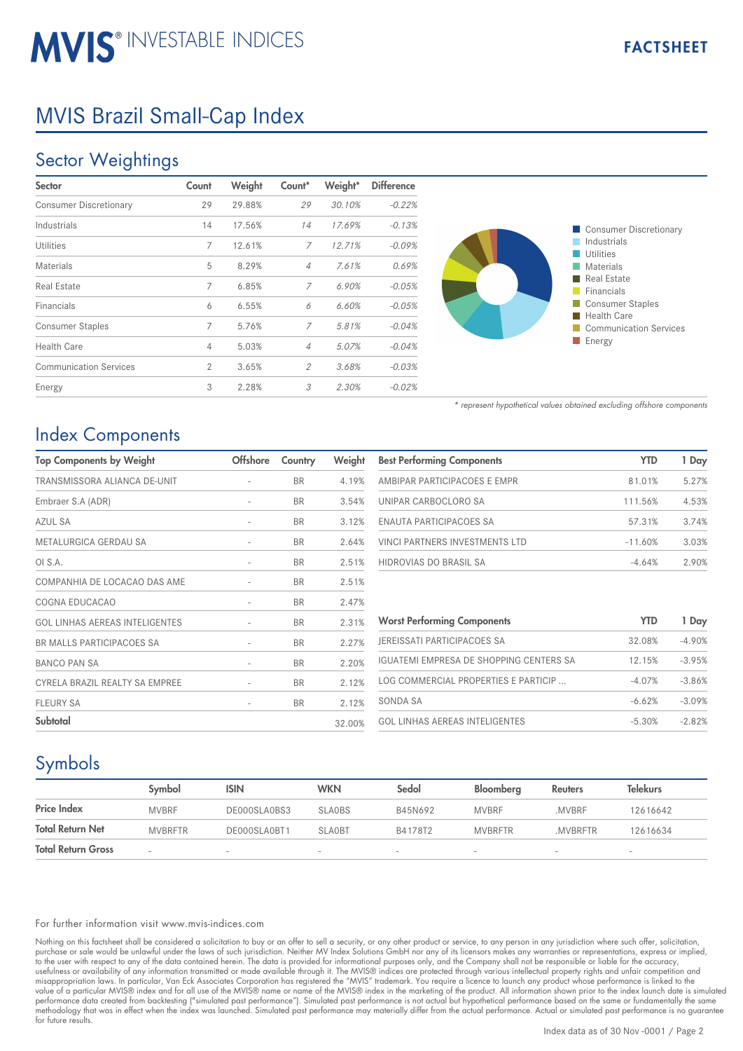# MVIS Brazil Small-Cap Index

## Sector Weightings

| Sector | Count | Weight | Count* | Weight* | Difference |
|---|---|---|---|---|---|
| Consumer Discretionary | 29 | 29.88% | *29* | *30.10%* | *-0.22%* |
| Industrials | 14 | 17.56% | *14* | *17.69%* | *-0.13%* |
| Utilities | 7 | 12.61% | *7* | *12.71%* | *-0.09%* |
| Materials | 5 | 8.29% | *4* | *7.61%* | *0.69%* |
| Real Estate | 7 | 6.85% | *7* | *6.90%* | *-0.05%* |
| Financials | 6 | 6.55% | *6* | *6.60%* | *-0.05%* |
| Consumer Staples | 7 | 5.76% | *7* | *5.81%* | *-0.04%* |
| Health Care | 4 | 5.03% | *4* | *5.07%* | *-0.04%* |
| Communication Services | 2 | 3.65% | *2* | *3.68%* | *-0.03%* |
| Energy | 3 | 2.28% | *3* | *2.30%* | *-0.02%* |

Consumer Discretionary
Industrials
Utilities
Materials
Real Estate
Financials
Consumer Staples
Health Care
Communication Services
Energy

*\* represent hypothetical values obtained excluding offshore components*

## Index Components

| Top Components by Weight | Offshore | Country | Weight |
|---|---|---|---|
| TRANSMISSORA ALIANCA DE-UNIT | - | BR | 4.19% |
| Embraer S.A (ADR) | - | BR | 3.54% |
| AZUL SA | - | BR | 3.12% |
| METALURGICA GERDAU SA | - | BR | 2.64% |
| OI S.A. | - | BR | 2.51% |
| COMPANHIA DE LOCACAO DAS AME | - | BR | 2.51% |
| COGNA EDUCACAO | - | BR | 2.47% |
| GOL LINHAS AEREAS INTELIGENTES | - | BR | 2.31% |
| BR MALLS PARTICIPACOES SA | - | BR | 2.27% |
| BANCO PAN SA | - | BR | 2.20% |
| CYRELA BRAZIL REALTY SA EMPREE | - | BR | 2.12% |
| FLEURY SA | - | BR | 2.12% |
| **Subtotal** | | | 32.00% |

| Best Performing Components | YTD | 1 Day |
|---|---|---|
| AMBIPAR PARTICIPACOES E EMPR | 81.01% | 5.27% |
| UNIPAR CARBOCLORO SA | 111.56% | 4.53% |
| ENAUTA PARTICIPACOES SA | 57.31% | 3.74% |
| VINCI PARTNERS INVESTMENTS LTD | -11.60% | 3.03% |
| HIDROVIAS DO BRASIL SA | -4.64% | 2.90% |

| Worst Performing Components | YTD | 1 Day |
|---|---|---|
| JEREISSATI PARTICIPACOES SA | 32.08% | -4.90% |
| IGUATEMI EMPRESA DE SHOPPING CENTERS SA | 12.15% | -3.95% |
| LOG COMMERCIAL PROPERTIES E PARTICIP ... | -4.07% | -3.86% |
| SONDA SA | -6.62% | -3.09% |
| GOL LINHAS AEREAS INTELIGENTES | -5.30% | -2.82% |

## Symbols

| | Symbol | ISIN | WKN | Sedol | Bloomberg | Reuters | Telekurs |
|---|---|---|---|---|---|---|---|
| **Price Index** | MVBRF | DE000SLA0BS3 | SLA0BS | B45N692 | MVBRF | .MVBRF | 12616642 |
| **Total Return Net** | MVBRFTR | DE000SLA0BT1 | SLA0BT | B4178T2 | MVBRFTR | .MVBRFTR | 12616634 |
| **Total Return Gross** | - | - | - | - | - | - | - |

For further information visit www.mvis-indices.com

Nothing on this factsheet shall be considered a solicitation to buy or an offer to sell a security, or any other product or service, to any person in any jurisdiction where such offer, solicitation, purchase or sale would be unlawful under the laws of such jurisdiction. Neither MV Index Solutions GmbH nor any of its licensors makes any warranties or representations, express or implied, to the user with respect to any of the data contained herein. The data is provided for informational purposes only, and the Company shall not be responsible or liable for the accuracy, usefulness or availability of any information transmitted or made available through it. The MVIS® indices are protected through various intellectual property rights and unfair competition and misappropriation laws. In particular, Van Eck Associates Corporation has registered the "MVIS" trademark. You require a licence to launch any product whose performance is linked to the value of a particular MVIS® index and for all use of the MVIS® name or name of the MVIS® index in the marketing of the product. All information shown prior to the index launch date is simulated performance data created from backtesting ("simulated past performance"). Simulated past performance is not actual but hypothetical performance based on the same or fundamentally the same methodology that was in effect when the index was launched. Simulated past performance may materially differ from the actual performance. Actual or simulated past performance is no guarantee for future results.

Index data as of 30 Nov -0001